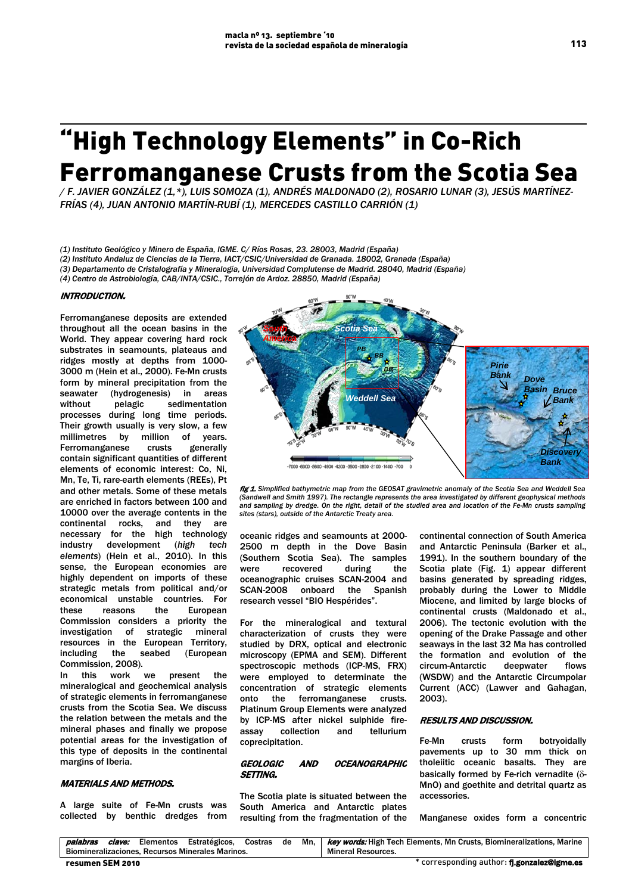# "High Technology Elements" in Co-Rich Ferromanganese Crusts from the Scotia Sea

*/ F. JAVIER GONZÁLEZ (1,*), LUIS SOMOZA (1), ANDRÉS MALDONADO (2), ROSARIO LUNAR (3), JESÚS MARTÍNEZ-FRÍAS (4), JUAN ANTONIO MARTÍN-RUBÍ (1), MERCEDES CASTILLO CARRIÓN (1)*

*(1) Instituto Geológico y Minero de España, IGME. C/ Ríos Rosas, 23. 28003, Madrid (España)*
*(2) Instituto Andaluz de Ciencias de la Tierra, IACT/CSIC/Universidad de Granada. 18002, Granada (España)*
*(3) Departamento de Cristalografía y Mineralogía, Universidad Complutense de Madrid. 28040, Madrid (España)*
*(4) Centro de Astrobiología, CAB/INTA/CSIC., Torrejón de Ardoz. 28850, Madrid (España)*

## INTRODUCTION.

Ferromanganese deposits are extended throughout all the ocean basins in the World. They appear covering hard rock substrates in seamounts, plateaus and ridges mostly at depths from 1000-3000 m (Hein et al., 2000). Fe-Mn crusts form by mineral precipitation from the seawater (hydrogenesis) in areas without pelagic sedimentation processes during long time periods. Their growth usually is very slow, a few millimetres by million of years. Ferromanganese crusts generally contain significant quantities of different elements of economic interest: Co, Ni, Mn, Te, Ti, rare-earth elements (REEs), Pt and other metals. Some of these metals are enriched in factors between 100 and 10000 over the average contents in the continental rocks, and they are necessary for the high technology industry development (*high tech elements*) (Hein et al., 2010). In this sense, the European economies are highly dependent on imports of these strategic metals from political and/or economical unstable countries. For these reasons the European Commission considers a priority the investigation of strategic mineral resources in the European Territory, including the seabed (European Commission, 2008).

In this work we present the mineralogical and geochemical analyse of strategic elements in ferromanganese crusts from the Scotia Sea. We discuss the relation between the metals and the mineral phases and finally we propose potential areas for the investigation of this type of deposits in the continental margins of Iberia.

## MATERIALS AND METHODS.

A large suite of Fe-Mn crusts was collected by benthic dredges from oceanic ridges and seamounts at 2000-2500 m depth in the Dove Basin (Southern Scotia Sea). The samples were recovered during the oceanographic cruises SCAN-2004 and SCAN-2008 onboard the Spanish research vessel "BIO Hespérides".

For the mineralogical and textural characterization of crusts they were studied by DRX, optical and electronic microscopy (EPMA and SEM). Different spectroscopic methods (ICP-MS, FRX) were employed to determinate the concentration of strategic elements onto the ferromanganese crusts. Platinum Group Elements were analyzed by ICP-MS after nickel sulphide fire-assay collection and tellurium coprecipitation.

*fig 1. Simplified bathymetric map from the GEOSAT gravimetric anomaly of the Scotia Sea and Weddell Sea (Sandwell and Smith 1997). The rectangle represents the area investigated by different geophysical methods and sampling by dredge. On the right, detail of the studied area and location of the Fe-Mn crusts sampling sites (stars), outside of the Antarctic Treaty area.*

## GEOLOGIC AND OCEANOGRAPHIC SETTING.

The Scotia plate is situated between the South America and Antarctic plates resulting from the fragmentation of the continental connection of South America and Antarctic Peninsula (Barker et al., 1991). In the southern boundary of the Scotia plate (Fig. 1) appear different basins generated by spreading ridges, probably during the Lower to Middle Miocene, and limited by large blocks of continental crusts (Maldonado et al., 2006). The tectonic evolution with the opening of the Drake Passage and other seaways in the last 32 Ma has controlled the formation and evolution of the circum-Antarctic deepwater flows (WSDW) and the Antarctic Circumpolar Current (ACC) (Lawver and Gahagan, 2003).

## RESULTS AND DISCUSSION.

Fe-Mn crusts form botryoidally pavements up to 30 mm thick on tholeiitic oceanic basalts. They are basically formed by Fe-rich vernadite ($\delta$-MnO) and goethite and detrital quartz as accessories.

Manganese oxides form a concentric

***palabras clave:*** Elementos Estratégicos, Costras de Mn, Biomineralizaciones, Recursos Minerales Marinos.

***key words:*** High Tech Elements, Mn Crusts, Biomineralizations, Marine Mineral Resources.

\* corresponding author: **fj.gonzalez@igme.es**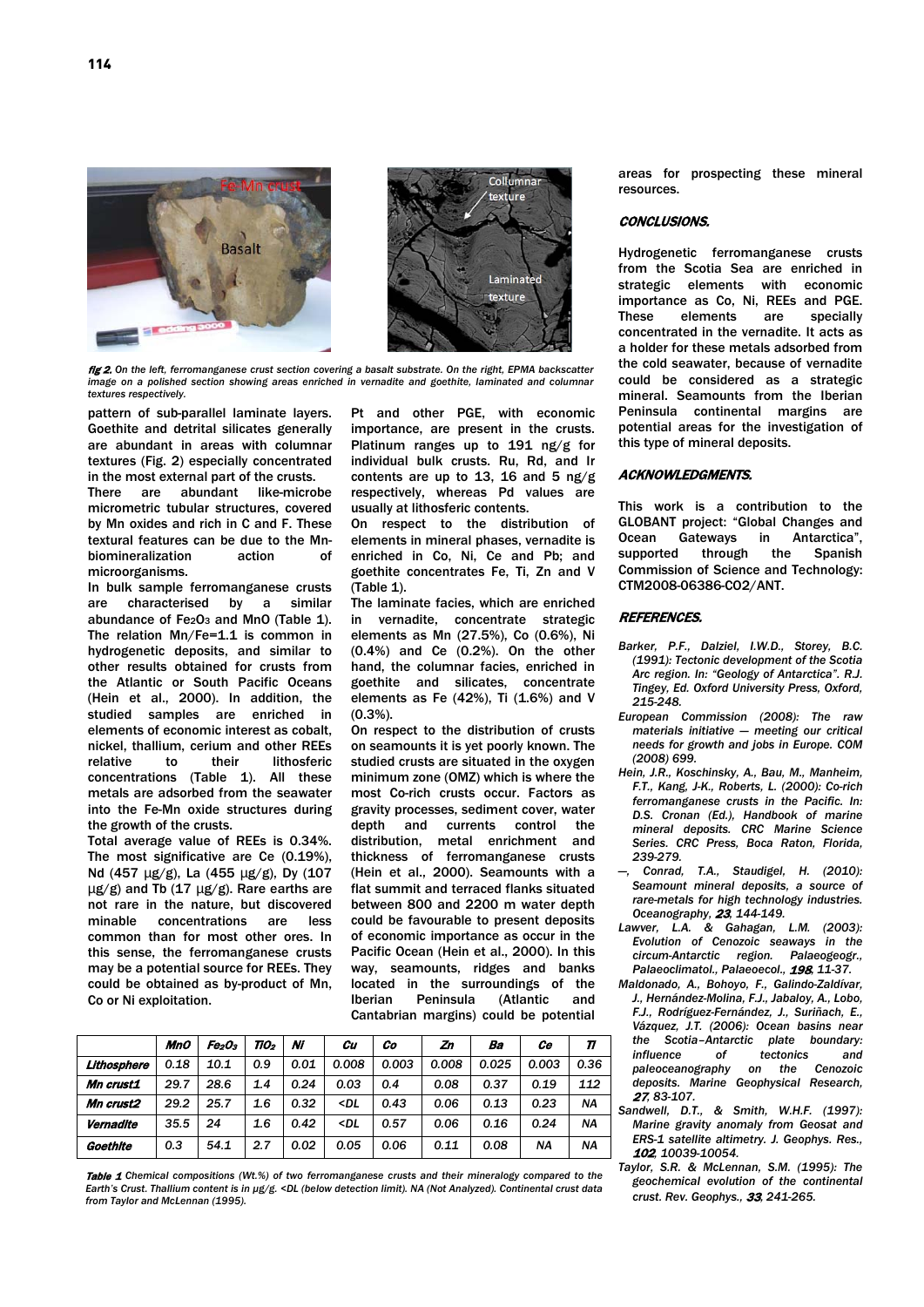*fig 2. On the left, ferromanganese crust section covering a basalt substrate. On the right, EPMA backscatter image on a polished section showing areas enriched in vernadite and goethite, laminated and columnar textures respectively.*

pattern of sub-parallel laminate layers. Goethite and detrital silicates generally are abundant in areas with columnar textures (Fig. 2) especially concentrated in the most external part of the crusts.

There are abundant like-microbe micrometric tubular structures, covered by Mn oxides and rich in C and F. These textural features can be due to the Mn-biomineralization action of microorganisms.

In bulk sample ferromanganese crusts are characterised by a similar abundance of $Fe_2O_3$ and MnO (Table 1). The relation Mn/Fe=1.1 is common in hydrogenetic deposits, and similar to other results obtained for crusts from the Atlantic or South Pacific Oceans (Hein et al., 2000). In addition, the studied samples are enriched in elements of economic interest as cobalt, nickel, thallium, cerium and other REEs relative to their lithosferic concentrations (Table 1). All these metals are adsorbed from the seawater into the Fe-Mn oxide structures during the growth of the crusts.

Total average value of REEs is 0.34%. The most significative are Ce (0.19%), Nd (457 μg/g), La (455 μg/g), Dy (107 μg/g) and Tb (17 μg/g). Rare earths are not rare in the nature, but discovered minable concentrations are less common than for most other ores. In this sense, the ferromanganese crusts may be a potential source for REEs. They could be obtained as by-product of Mn, Co or Ni exploitation.

Pt and other PGE, with economic importance, are present in the crusts. Platinum ranges up to 191 ng/g for individual bulk crusts. Ru, Rd, and Ir contents are up to 13, 16 and 5 ng/g respectively, whereas Pd values are usually at lithosferic contents.

On respect to the distribution of elements in mineral phases, vernadite is enriched in Co, Ni, Ce and Pb; and goethite concentrates Fe, Ti, Zn and V (Table 1).

The laminate facies, which are enriched in vernadite, concentrate strategic elements as Mn (27.5%), Co (0.6%), Ni (0.4%) and Ce (0.2%). On the other hand, the columnar facies, enriched in goethite and silicates, concentrate elements as Fe (42%), Ti (1.6%) and V (0.3%).

On respect to the distribution of crusts on seamounts it is yet poorly known. The studied crusts are situated in the oxygen minimum zone (OMZ) which is where the most Co-rich crusts occur. Factors as gravity processes, sediment cover, water depth and currents control the distribution, metal enrichment and thickness of ferromanganese crusts (Hein et al., 2000). Seamounts with a flat summit and terraced flanks situated between 800 and 2200 m water depth could be favourable to present deposits of economic importance as occur in the Pacific Ocean (Hein et al., 2000). In this way, seamounts, ridges and banks located in the surroundings of the Iberian Peninsula (Atlantic and Cantabrian margins) could be potential areas for prospecting these mineral resources.

| | MnO | $Fe_2O_3$ | $TiO_2$ | Ni | Cu | Co | Zn | Ba | Ce | Tl |
|---|---|---|---|---|---|---|---|---|---|---|
| **Lithosphere** | 0.18 | 10.1 | 0.9 | 0.01 | 0.008 | 0.003 | 0.008 | 0.025 | 0.003 | 0.36 |
| **Mn crust1** | 29.7 | 28.6 | 1.4 | 0.24 | 0.03 | 0.4 | 0.08 | 0.37 | 0.19 | 112 |
| **Mn crust2** | 29.2 | 25.7 | 1.6 | 0.32 | <DL | 0.43 | 0.06 | 0.13 | 0.23 | NA |
| **Vernadite** | 35.5 | 24 | 1.6 | 0.42 | <DL | 0.57 | 0.06 | 0.16 | 0.24 | NA |
| **Goethite** | 0.3 | 54.1 | 2.7 | 0.02 | 0.05 | 0.06 | 0.11 | 0.08 | NA | NA |

*Table 1 Chemical compositions (Wt.%) of two ferromanganese crusts and their mineralogy compared to the Earth's Crust. Thallium content is in μg/g. <DL (below detection limit). NA (Not Analyzed). Continental crust data from Taylor and McLennan (1995).*

## CONCLUSIONS.

Hydrogenetic ferromanganese crusts from the Scotia Sea are enriched in strategic elements with economic importance as Co, Ni, REEs and PGE. These elements are specially concentrated in the vernadite. It acts as a holder for these metals adsorbed from the cold seawater, because of vernadite could be considered as a strategic mineral. Seamounts from the Iberian Peninsula continental margins are potential areas for the investigation of this type of mineral deposits.

## ACKNOWLEDGMENTS.

This work is a contribution to the GLOBANT project: "Global Changes and Ocean Gateways in Antarctica", supported through the Spanish Commission of Science and Technology: CTM2008-06386-CO2/ANT.

## REFERENCES.

*Barker, P.F., Dalziel, I.W.D., Storey, B.C. (1991): Tectonic development of the Scotia Arc region. In: "Geology of Antarctica". R.J. Tingey, Ed. Oxford University Press, Oxford, 215-248.*

*European Commission (2008): The raw materials initiative — meeting our critical needs for growth and jobs in Europe. COM (2008) 699.*

*Hein, J.R., Koschinsky, A., Bau, M., Manheim, F.T., Kang, J-K., Roberts, L. (2000): Co-rich ferromanganese crusts in the Pacific. In: D.S. Cronan (Ed.), Handbook of marine mineral deposits. CRC Marine Science Series. CRC Press, Boca Raton, Florida, 239-279.*

*—, Conrad, T.A., Staudigel, H. (2010): Seamount mineral deposits, a source of rare-metals for high technology industries. Oceanography, **23**, 144-149.*

*Lawver, L.A. & Gahagan, L.M. (2003): Evolution of Cenozoic seaways in the circum-Antarctic region. Palaeogeogr., Palaeoclimatol., Palaeoecol., **198**, 11-37.*

*Maldonado, A., Bohoyo, F., Galindo-Zaldívar, J., Hernández-Molina, F.J., Jabaloy, A., Lobo, F.J., Rodríguez-Fernández, J., Suriñach, E., Vázquez, J.T. (2006): Ocean basins near the Scotia–Antarctic plate boundary: influence of tectonics and paleoceanography on the Cenozoic deposits. Marine Geophysical Research, **27**, 83-107.*

*Sandwell, D.T., & Smith, W.H.F. (1997): Marine gravity anomaly from Geosat and ERS-1 satellite altimetry. J. Geophys. Res., **102**, 10039-10054.*

*Taylor, S.R. & McLennan, S.M. (1995): The geochemical evolution of the continental crust. Rev. Geophys., **33**, 241-265.*